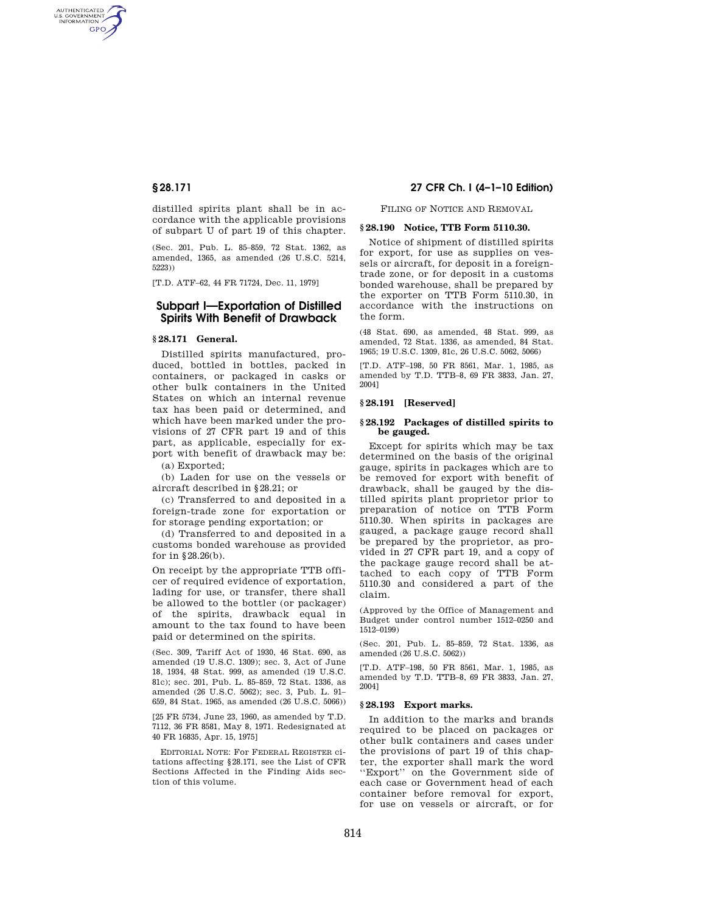distilled spirits plant shall be in accordance with the applicable provisions of subpart U of part 19 of this chapter.

(Sec. 201, Pub. L. 85–859, 72 Stat. 1362, as amended, 1365, as amended (26 U.S.C. 5214, 5223))

[T.D. ATF–62, 44 FR 71724, Dec. 11, 1979]

## Subpart I—Exportation of Distilled Spirits With Benefit of Drawback

### § 28.171 General.

Distilled spirits manufactured, produced, bottled in bottles, packed in containers, or packaged in casks or other bulk containers in the United States on which an internal revenue tax has been paid or determined, and which have been marked under the provisions of 27 CFR part 19 and of this part, as applicable, especially for export with benefit of drawback may be:

(a) Exported;

(b) Laden for use on the vessels or aircraft described in § 28.21; or

(c) Transferred to and deposited in a foreign-trade zone for exportation or for storage pending exportation; or

(d) Transferred to and deposited in a customs bonded warehouse as provided for in § 28.26(b).

On receipt by the appropriate TTB officer of required evidence of exportation, lading for use, or transfer, there shall be allowed to the bottler (or packager) of the spirits, drawback equal in amount to the tax found to have been paid or determined on the spirits.

(Sec. 309, Tariff Act of 1930, 46 Stat. 690, as amended (19 U.S.C. 1309); sec. 3, Act of June 18, 1934, 48 Stat. 999, as amended (19 U.S.C. 81c); sec. 201, Pub. L. 85–859, 72 Stat. 1336, as amended (26 U.S.C. 5062); sec. 3, Pub. L. 91–659, 84 Stat. 1965, as amended (26 U.S.C. 5066))

[25 FR 5734, June 23, 1960, as amended by T.D. 7112, 36 FR 8581, May 8, 1971. Redesignated at 40 FR 16835, Apr. 15, 1975]

EDITORIAL NOTE: For FEDERAL REGISTER citations affecting § 28.171, see the List of CFR Sections Affected in the Finding Aids section of this volume.

FILING OF NOTICE AND REMOVAL

### § 28.190 Notice, TTB Form 5110.30.

Notice of shipment of distilled spirits for export, for use as supplies on vessels or aircraft, for deposit in a foreign-trade zone, or for deposit in a customs bonded warehouse, shall be prepared by the exporter on TTB Form 5110.30, in accordance with the instructions on the form.

(48 Stat. 690, as amended, 48 Stat. 999, as amended, 72 Stat. 1336, as amended, 84 Stat. 1965; 19 U.S.C. 1309, 81c, 26 U.S.C. 5062, 5066)

[T.D. ATF–198, 50 FR 8561, Mar. 1, 1985, as amended by T.D. TTB–8, 69 FR 3833, Jan. 27, 2004]

### § 28.191 [Reserved]

### § 28.192 Packages of distilled spirits to be gauged.

Except for spirits which may be tax determined on the basis of the original gauge, spirits in packages which are to be removed for export with benefit of drawback, shall be gauged by the distilled spirits plant proprietor prior to preparation of notice on TTB Form 5110.30. When spirits in packages are gauged, a package gauge record shall be prepared by the proprietor, as provided in 27 CFR part 19, and a copy of the package gauge record shall be attached to each copy of TTB Form 5110.30 and considered a part of the claim.

(Approved by the Office of Management and Budget under control number 1512–0250 and 1512–0199)

(Sec. 201, Pub. L. 85–859, 72 Stat. 1336, as amended (26 U.S.C. 5062))

[T.D. ATF–198, 50 FR 8561, Mar. 1, 1985, as amended by T.D. TTB–8, 69 FR 3833, Jan. 27, 2004]

### § 28.193 Export marks.

In addition to the marks and brands required to be placed on packages or other bulk containers and cases under the provisions of part 19 of this chapter, the exporter shall mark the word ''Export'' on the Government side of each case or Government head of each container before removal for export, for use on vessels or aircraft, or for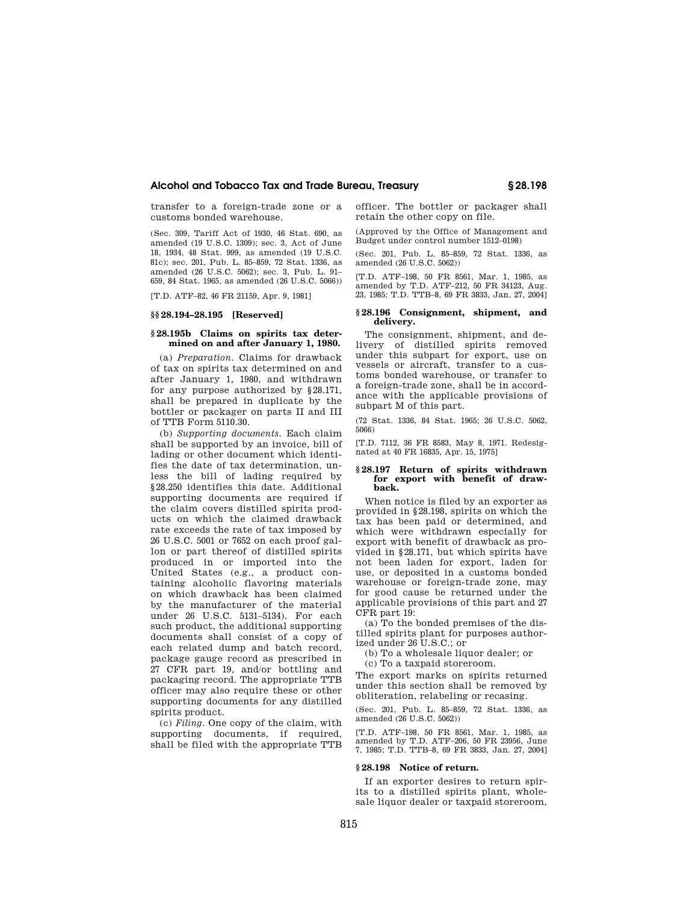transfer to a foreign-trade zone or a customs bonded warehouse.

(Sec. 309, Tariff Act of 1930, 46 Stat. 690, as amended (19 U.S.C. 1309); sec. 3, Act of June 18, 1934, 48 Stat. 999, as amended (19 U.S.C. 81c); sec. 201, Pub. L. 85–859, 72 Stat. 1336, as amended (26 U.S.C. 5062); sec. 3, Pub. L. 91–659, 84 Stat. 1965, as amended (26 U.S.C. 5066))

[T.D. ATF–82, 46 FR 21159, Apr. 9, 1981]

### §§ 28.194–28.195 [Reserved]

### § 28.195b Claims on spirits tax determined on and after January 1, 1980.

(a) *Preparation.* Claims for drawback of tax on spirits tax determined on and after January 1, 1980, and withdrawn for any purpose authorized by § 28.171, shall be prepared in duplicate by the bottler or packager on parts II and III of TTB Form 5110.30.

(b) *Supporting documents.* Each claim shall be supported by an invoice, bill of lading or other document which identifies the date of tax determination, unless the bill of lading required by § 28.250 identifies this date. Additional supporting documents are required if the claim covers distilled spirits products on which the claimed drawback rate exceeds the rate of tax imposed by 26 U.S.C. 5001 or 7652 on each proof gallon or part thereof of distilled spirits produced in or imported into the United States (e.g., a product containing alcoholic flavoring materials on which drawback has been claimed by the manufacturer of the material under 26 U.S.C. 5131–5134). For each such product, the additional supporting documents shall consist of a copy of each related dump and batch record, package gauge record as prescribed in 27 CFR part 19, and/or bottling and packaging record. The appropriate TTB officer may also require these or other supporting documents for any distilled spirits product.

(c) *Filing.* One copy of the claim, with supporting documents, if required, shall be filed with the appropriate TTB officer. The bottler or packager shall retain the other copy on file.

(Approved by the Office of Management and Budget under control number 1512–0198)

(Sec. 201, Pub. L. 85–859, 72 Stat. 1336, as amended (26 U.S.C. 5062))

[T.D. ATF–198, 50 FR 8561, Mar. 1, 1985, as amended by T.D. ATF–212, 50 FR 34123, Aug. 23, 1985; T.D. TTB–8, 69 FR 3833, Jan. 27, 2004]

### § 28.196 Consignment, shipment, and delivery.

The consignment, shipment, and delivery of distilled spirits removed under this subpart for export, use on vessels or aircraft, transfer to a customs bonded warehouse, or transfer to a foreign-trade zone, shall be in accordance with the applicable provisions of subpart M of this part.

(72 Stat. 1336, 84 Stat. 1965; 26 U.S.C. 5062, 5066)

[T.D. 7112, 36 FR 8583, May 8, 1971. Redesignated at 40 FR 16835, Apr. 15, 1975]

### § 28.197 Return of spirits withdrawn for export with benefit of drawback.

When notice is filed by an exporter as provided in § 28.198, spirits on which the tax has been paid or determined, and which were withdrawn especially for export with benefit of drawback as provided in § 28.171, but which spirits have not been laden for export, laden for use, or deposited in a customs bonded warehouse or foreign-trade zone, may for good cause be returned under the applicable provisions of this part and 27 CFR part 19:

(a) To the bonded premises of the distilled spirits plant for purposes authorized under 26 U.S.C.; or

(b) To a wholesale liquor dealer; or

(c) To a taxpaid storeroom.

The export marks on spirits returned under this section shall be removed by obliteration, relabeling or recasing.

(Sec. 201, Pub. L. 85–859, 72 Stat. 1336, as amended (26 U.S.C. 5062))

[T.D. ATF–198, 50 FR 8561, Mar. 1, 1985, as amended by T.D. ATF–206, 50 FR 23956, June 7, 1985; T.D. TTB–8, 69 FR 3833, Jan. 27, 2004]

### § 28.198 Notice of return.

If an exporter desires to return spirits to a distilled spirits plant, wholesale liquor dealer or taxpaid storeroom,